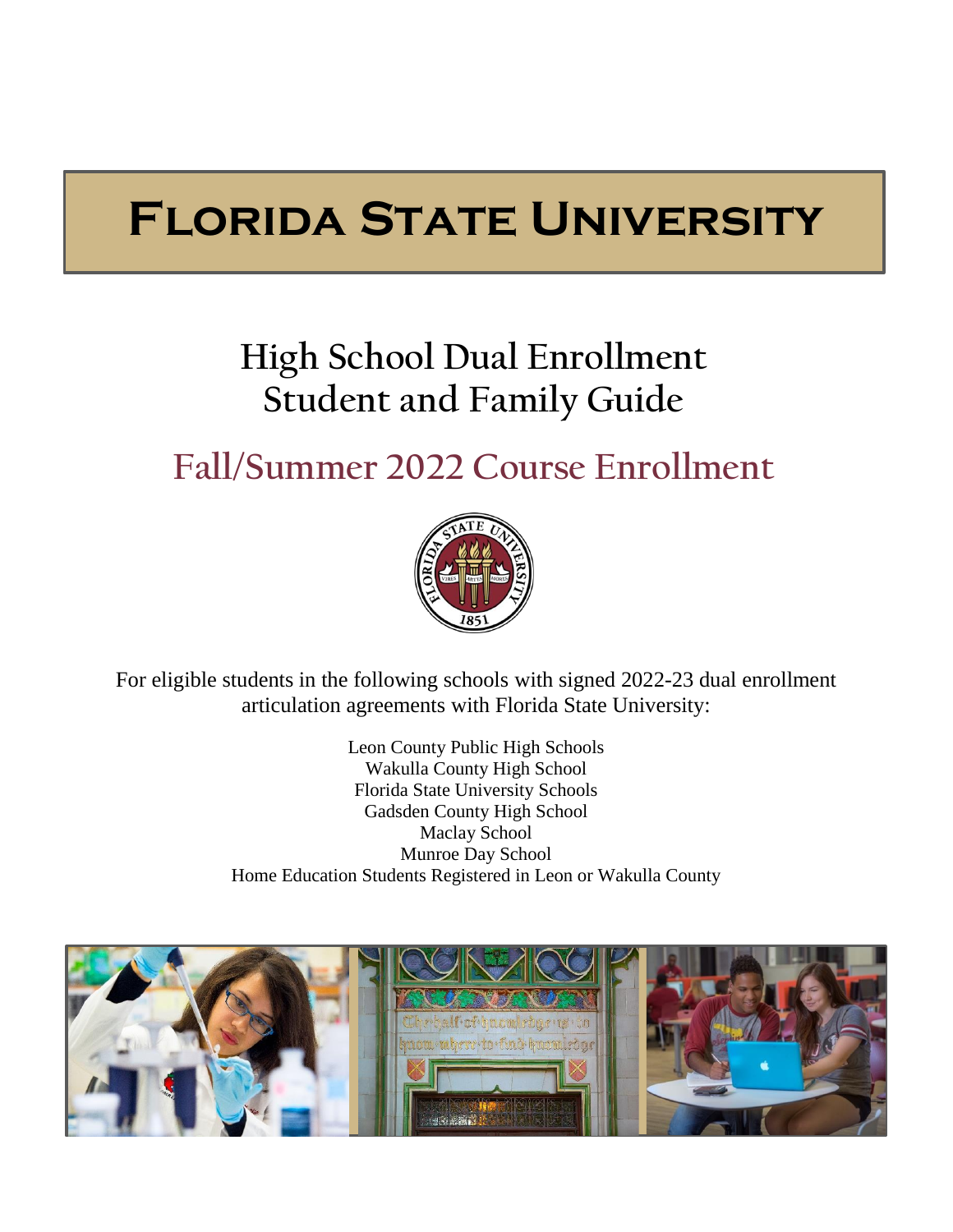# Florida State University

## High School Dual Enrollment Student and Family Guide

## Fall/Summer 2022 Course Enrollment

For eligible students in the following schools with signed 2022-23 dual enrollment articulation agreements with Florida State University:

Leon County Public High Schools
Wakulla County High School
Florida State University Schools
Gadsden County High School
Maclay School
Munroe Day School
Home Education Students Registered in Leon or Wakulla County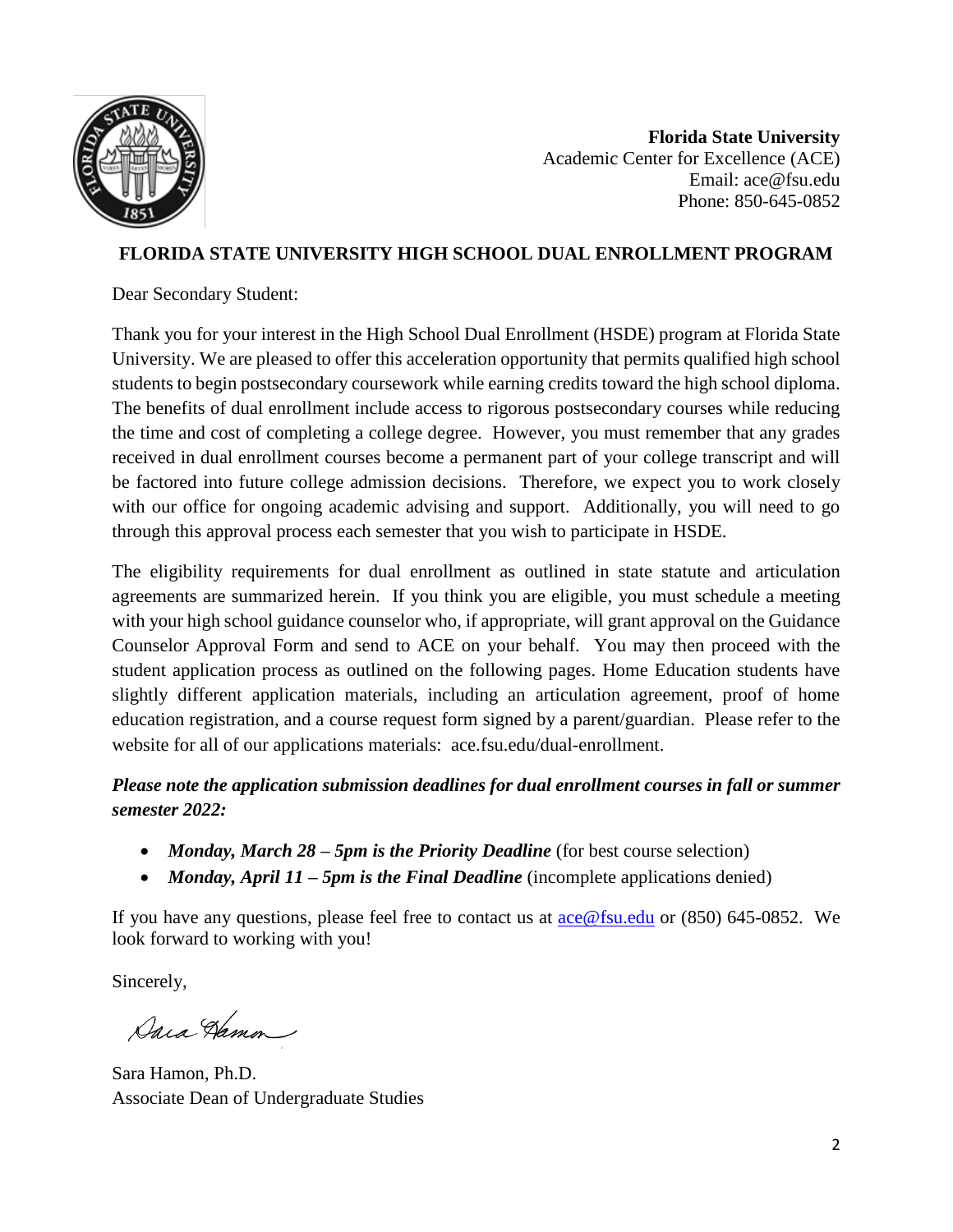**Florida State University**
Academic Center for Excellence (ACE)
Email: ace@fsu.edu
Phone: 850-645-0852

## FLORIDA STATE UNIVERSITY HIGH SCHOOL DUAL ENROLLMENT PROGRAM

Dear Secondary Student:

Thank you for your interest in the High School Dual Enrollment (HSDE) program at Florida State University. We are pleased to offer this acceleration opportunity that permits qualified high school students to begin postsecondary coursework while earning credits toward the high school diploma. The benefits of dual enrollment include access to rigorous postsecondary courses while reducing the time and cost of completing a college degree. However, you must remember that any grades received in dual enrollment courses become a permanent part of your college transcript and will be factored into future college admission decisions. Therefore, we expect you to work closely with our office for ongoing academic advising and support. Additionally, you will need to go through this approval process each semester that you wish to participate in HSDE.

The eligibility requirements for dual enrollment as outlined in state statute and articulation agreements are summarized herein. If you think you are eligible, you must schedule a meeting with your high school guidance counselor who, if appropriate, will grant approval on the Guidance Counselor Approval Form and send to ACE on your behalf. You may then proceed with the student application process as outlined on the following pages. Home Education students have slightly different application materials, including an articulation agreement, proof of home education registration, and a course request form signed by a parent/guardian. Please refer to the website for all of our applications materials: ace.fsu.edu/dual-enrollment.

***Please note the application submission deadlines for dual enrollment courses in fall or summer semester 2022:***

- ***Monday, March 28 – 5pm is the Priority Deadline*** (for best course selection)
- ***Monday, April 11 – 5pm is the Final Deadline*** (incomplete applications denied)

If you have any questions, please feel free to contact us at ace@fsu.edu or (850) 645-0852. We look forward to working with you!

Sincerely,

Sara Hamon

Sara Hamon, Ph.D.
Associate Dean of Undergraduate Studies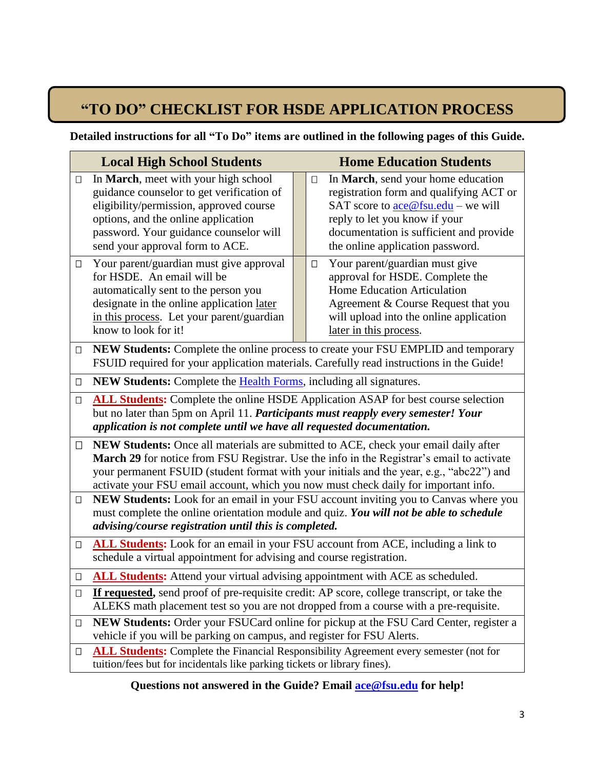# "TO DO" CHECKLIST FOR HSDE APPLICATION PROCESS

**Detailed instructions for all "To Do" items are outlined in the following pages of this Guide.**

| Local High School Students | Home Education Students |
|---|---|
| ☐ In **March**, meet with your high school guidance counselor to get verification of eligibility/permission, approved course options, and the online application password. Your guidance counselor will send your approval form to ACE. | ☐ In **March**, send your home education registration form and qualifying ACT or SAT score to ace@fsu.edu – we will reply to let you know if your documentation is sufficient and provide the online application password. |
| ☐ Your parent/guardian must give approval for HSDE. An email will be automatically sent to the person you designate in the online application later in this process. Let your parent/guardian know to look for it! | ☐ Your parent/guardian must give approval for HSDE. Complete the Home Education Articulation Agreement & Course Request that you will upload into the online application later in this process. |

- ☐ **NEW Students:** Complete the online process to create your FSU EMPLID and temporary FSUID required for your application materials. Carefully read instructions in the Guide!
- ☐ **NEW Students:** Complete the Health Forms, including all signatures.
- ☐ **ALL Students:** Complete the online HSDE Application ASAP for best course selection but no later than 5pm on April 11. ***Participants must reapply every semester! Your application is not complete until we have all requested documentation.***
- ☐ **NEW Students:** Once all materials are submitted to ACE, check your email daily after **March 29** for notice from FSU Registrar. Use the info in the Registrar's email to activate your permanent FSUID (student format with your initials and the year, e.g., "abc22") and activate your FSU email account, which you now must check daily for important info.
- ☐ **NEW Students:** Look for an email in your FSU account inviting you to Canvas where you must complete the online orientation module and quiz. ***You will not be able to schedule advising/course registration until this is completed.***
- ☐ **ALL Students:** Look for an email in your FSU account from ACE, including a link to schedule a virtual appointment for advising and course registration.
- ☐ **ALL Students:** Attend your virtual advising appointment with ACE as scheduled.
- ☐ **If requested,** send proof of pre-requisite credit: AP score, college transcript, or take the ALEKS math placement test so you are not dropped from a course with a pre-requisite.
- ☐ **NEW Students:** Order your FSUCard online for pickup at the FSU Card Center, register a vehicle if you will be parking on campus, and register for FSU Alerts.
- ☐ **ALL Students:** Complete the Financial Responsibility Agreement every semester (not for tuition/fees but for incidentals like parking tickets or library fines).

**Questions not answered in the Guide? Email ace@fsu.edu for help!**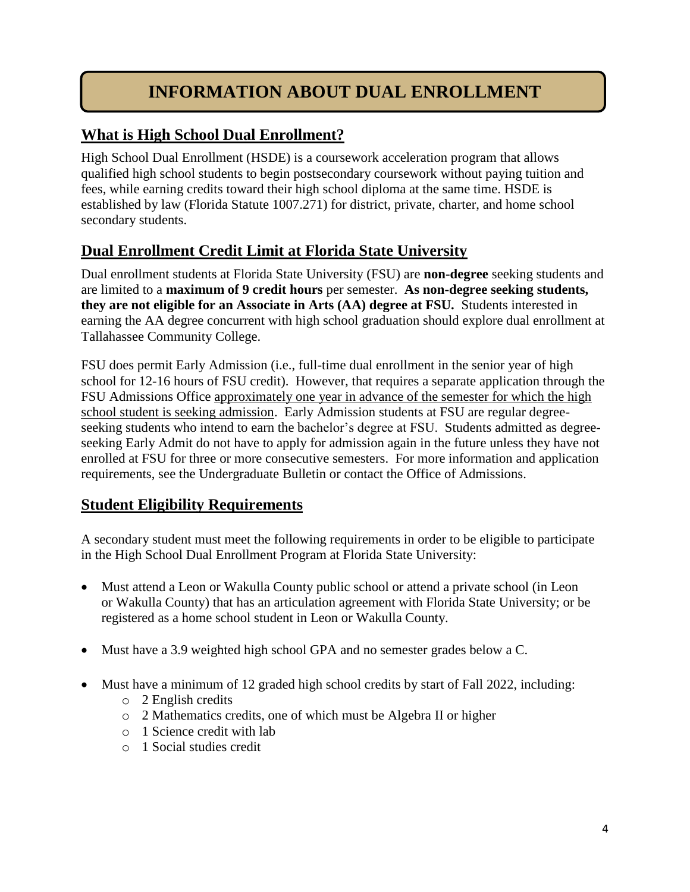# INFORMATION ABOUT DUAL ENROLLMENT

## What is High School Dual Enrollment?

High School Dual Enrollment (HSDE) is a coursework acceleration program that allows qualified high school students to begin postsecondary coursework without paying tuition and fees, while earning credits toward their high school diploma at the same time. HSDE is established by law (Florida Statute 1007.271) for district, private, charter, and home school secondary students.

## Dual Enrollment Credit Limit at Florida State University

Dual enrollment students at Florida State University (FSU) are **non-degree** seeking students and are limited to a **maximum of 9 credit hours** per semester. **As non-degree seeking students, they are not eligible for an Associate in Arts (AA) degree at FSU.** Students interested in earning the AA degree concurrent with high school graduation should explore dual enrollment at Tallahassee Community College.

FSU does permit Early Admission (i.e., full-time dual enrollment in the senior year of high school for 12-16 hours of FSU credit). However, that requires a separate application through the FSU Admissions Office approximately one year in advance of the semester for which the high school student is seeking admission. Early Admission students at FSU are regular degree-seeking students who intend to earn the bachelor's degree at FSU. Students admitted as degree-seeking Early Admit do not have to apply for admission again in the future unless they have not enrolled at FSU for three or more consecutive semesters. For more information and application requirements, see the Undergraduate Bulletin or contact the Office of Admissions.

## Student Eligibility Requirements

A secondary student must meet the following requirements in order to be eligible to participate in the High School Dual Enrollment Program at Florida State University:

- Must attend a Leon or Wakulla County public school or attend a private school (in Leon or Wakulla County) that has an articulation agreement with Florida State University; or be registered as a home school student in Leon or Wakulla County.
- Must have a 3.9 weighted high school GPA and no semester grades below a C.
- Must have a minimum of 12 graded high school credits by start of Fall 2022, including:
  - 2 English credits
  - 2 Mathematics credits, one of which must be Algebra II or higher
  - 1 Science credit with lab
  - 1 Social studies credit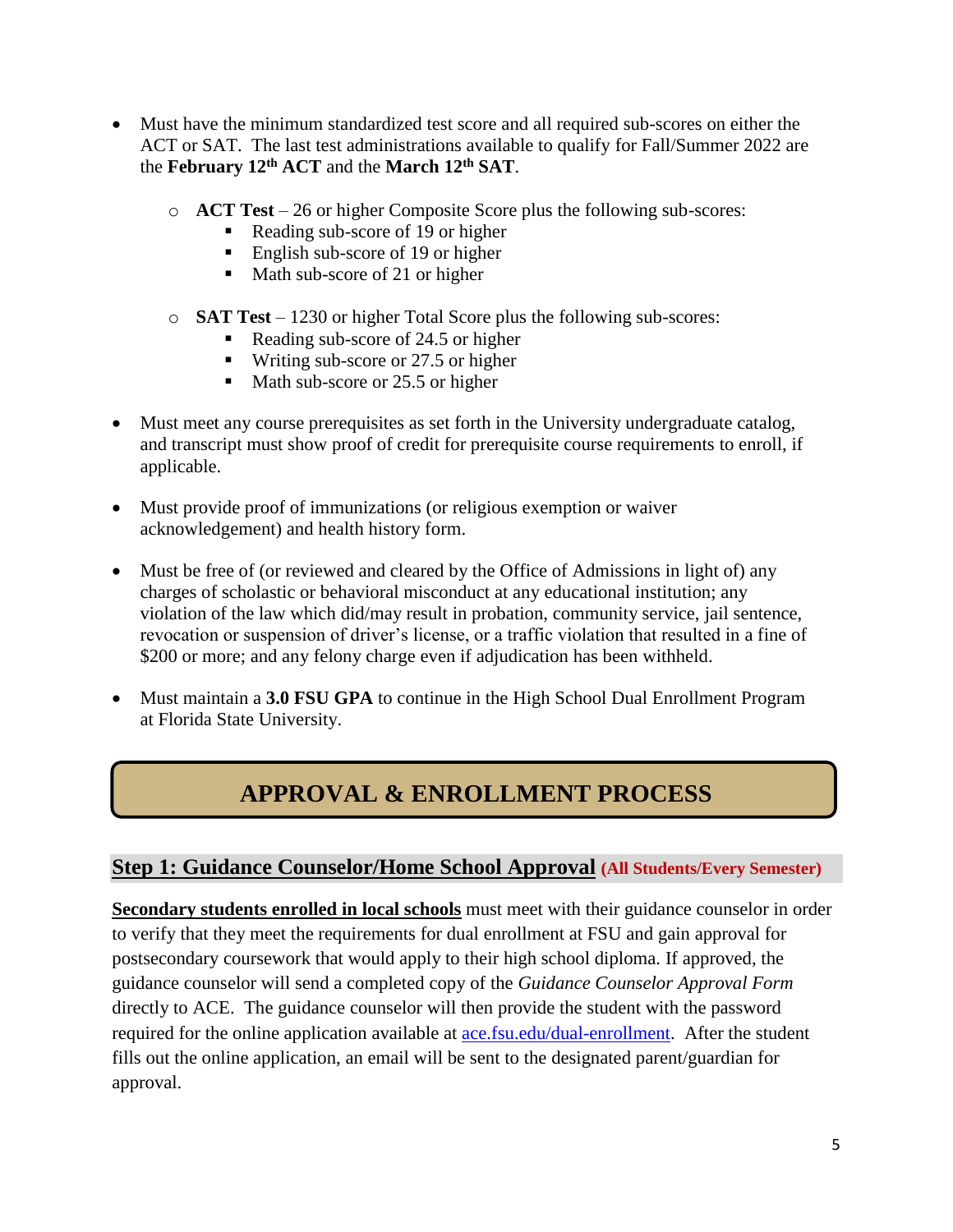- Must have the minimum standardized test score and all required sub-scores on either the ACT or SAT. The last test administrations available to qualify for Fall/Summer 2022 are the **February 12th ACT** and the **March 12th SAT**.
  - **ACT Test** – 26 or higher Composite Score plus the following sub-scores:
    - Reading sub-score of 19 or higher
    - English sub-score of 19 or higher
    - Math sub-score of 21 or higher
  - **SAT Test** – 1230 or higher Total Score plus the following sub-scores:
    - Reading sub-score of 24.5 or higher
    - Writing sub-score or 27.5 or higher
    - Math sub-score or 25.5 or higher
- Must meet any course prerequisites as set forth in the University undergraduate catalog, and transcript must show proof of credit for prerequisite course requirements to enroll, if applicable.
- Must provide proof of immunizations (or religious exemption or waiver acknowledgement) and health history form.
- Must be free of (or reviewed and cleared by the Office of Admissions in light of) any charges of scholastic or behavioral misconduct at any educational institution; any violation of the law which did/may result in probation, community service, jail sentence, revocation or suspension of driver's license, or a traffic violation that resulted in a fine of $200 or more; and any felony charge even if adjudication has been withheld.
- Must maintain a **3.0 FSU GPA** to continue in the High School Dual Enrollment Program at Florida State University.

# APPROVAL & ENROLLMENT PROCESS

## Step 1: Guidance Counselor/Home School Approval (All Students/Every Semester)

**Secondary students enrolled in local schools** must meet with their guidance counselor in order to verify that they meet the requirements for dual enrollment at FSU and gain approval for postsecondary coursework that would apply to their high school diploma. If approved, the guidance counselor will send a completed copy of the *Guidance Counselor Approval Form* directly to ACE. The guidance counselor will then provide the student with the password required for the online application available at ace.fsu.edu/dual-enrollment. After the student fills out the online application, an email will be sent to the designated parent/guardian for approval.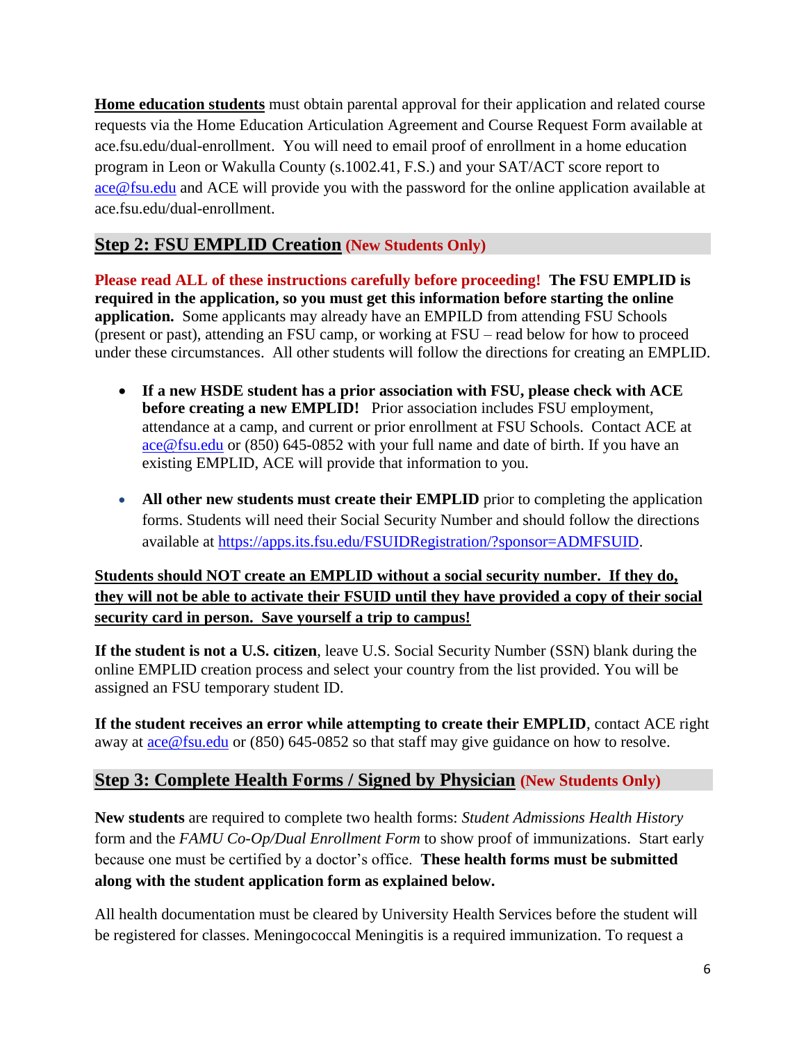**<u>Home education students</u>** must obtain parental approval for their application and related course requests via the Home Education Articulation Agreement and Course Request Form available at ace.fsu.edu/dual-enrollment. You will need to email proof of enrollment in a home education program in Leon or Wakulla County (s.1002.41, F.S.) and your SAT/ACT score report to ace@fsu.edu and ACE will provide you with the password for the online application available at ace.fsu.edu/dual-enrollment.

## Step 2: FSU EMPLID Creation (New Students Only)

**Please read ALL of these instructions carefully before proceeding! The FSU EMPLID is required in the application, so you must get this information before starting the online application.** Some applicants may already have an EMPILD from attending FSU Schools (present or past), attending an FSU camp, or working at FSU – read below for how to proceed under these circumstances. All other students will follow the directions for creating an EMPLID.

- **If a new HSDE student has a prior association with FSU, please check with ACE before creating a new EMPLID!** Prior association includes FSU employment, attendance at a camp, and current or prior enrollment at FSU Schools. Contact ACE at ace@fsu.edu or (850) 645-0852 with your full name and date of birth. If you have an existing EMPLID, ACE will provide that information to you.
- **All other new students must create their EMPLID** prior to completing the application forms. Students will need their Social Security Number and should follow the directions available at https://apps.its.fsu.edu/FSUIDRegistration/?sponsor=ADMFSUID.

**<u>Students should NOT create an EMPLID without a social security number. If they do, they will not be able to activate their FSUID until they have provided a copy of their social security card in person. Save yourself a trip to campus!</u>**

**If the student is not a U.S. citizen**, leave U.S. Social Security Number (SSN) blank during the online EMPLID creation process and select your country from the list provided. You will be assigned an FSU temporary student ID.

**If the student receives an error while attempting to create their EMPLID**, contact ACE right away at ace@fsu.edu or (850) 645-0852 so that staff may give guidance on how to resolve.

## Step 3: Complete Health Forms / Signed by Physician (New Students Only)

**New students** are required to complete two health forms: *Student Admissions Health History* form and the *FAMU Co-Op/Dual Enrollment Form* to show proof of immunizations. Start early because one must be certified by a doctor's office. **These health forms must be submitted along with the student application form as explained below.**

All health documentation must be cleared by University Health Services before the student will be registered for classes. Meningococcal Meningitis is a required immunization. To request a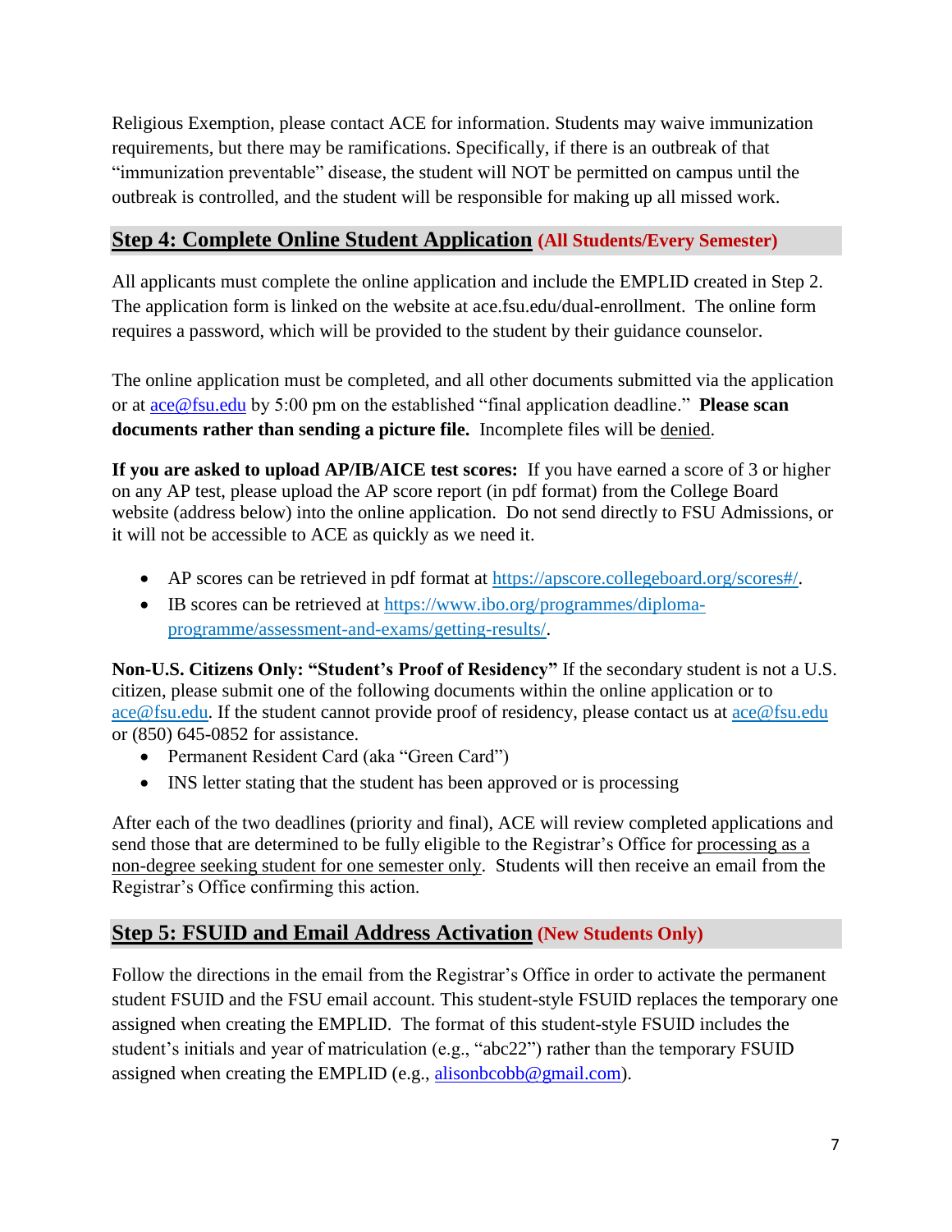Religious Exemption, please contact ACE for information. Students may waive immunization requirements, but there may be ramifications. Specifically, if there is an outbreak of that "immunization preventable" disease, the student will NOT be permitted on campus until the outbreak is controlled, and the student will be responsible for making up all missed work.

## Step 4: Complete Online Student Application (All Students/Every Semester)

All applicants must complete the online application and include the EMPLID created in Step 2. The application form is linked on the website at ace.fsu.edu/dual-enrollment. The online form requires a password, which will be provided to the student by their guidance counselor.

The online application must be completed, and all other documents submitted via the application or at ace@fsu.edu by 5:00 pm on the established "final application deadline." **Please scan documents rather than sending a picture file.** Incomplete files will be denied.

**If you are asked to upload AP/IB/AICE test scores:** If you have earned a score of 3 or higher on any AP test, please upload the AP score report (in pdf format) from the College Board website (address below) into the online application. Do not send directly to FSU Admissions, or it will not be accessible to ACE as quickly as we need it.

- AP scores can be retrieved in pdf format at https://apscore.collegeboard.org/scores#/.
- IB scores can be retrieved at https://www.ibo.org/programmes/diploma-programme/assessment-and-exams/getting-results/.

**Non-U.S. Citizens Only: "Student's Proof of Residency"** If the secondary student is not a U.S. citizen, please submit one of the following documents within the online application or to ace@fsu.edu. If the student cannot provide proof of residency, please contact us at ace@fsu.edu or (850) 645-0852 for assistance.

- Permanent Resident Card (aka "Green Card")
- INS letter stating that the student has been approved or is processing

After each of the two deadlines (priority and final), ACE will review completed applications and send those that are determined to be fully eligible to the Registrar's Office for processing as a non-degree seeking student for one semester only. Students will then receive an email from the Registrar's Office confirming this action.

## Step 5: FSUID and Email Address Activation (New Students Only)

Follow the directions in the email from the Registrar's Office in order to activate the permanent student FSUID and the FSU email account. This student-style FSUID replaces the temporary one assigned when creating the EMPLID. The format of this student-style FSUID includes the student's initials and year of matriculation (e.g., "abc22") rather than the temporary FSUID assigned when creating the EMPLID (e.g., alisonbcobb@gmail.com).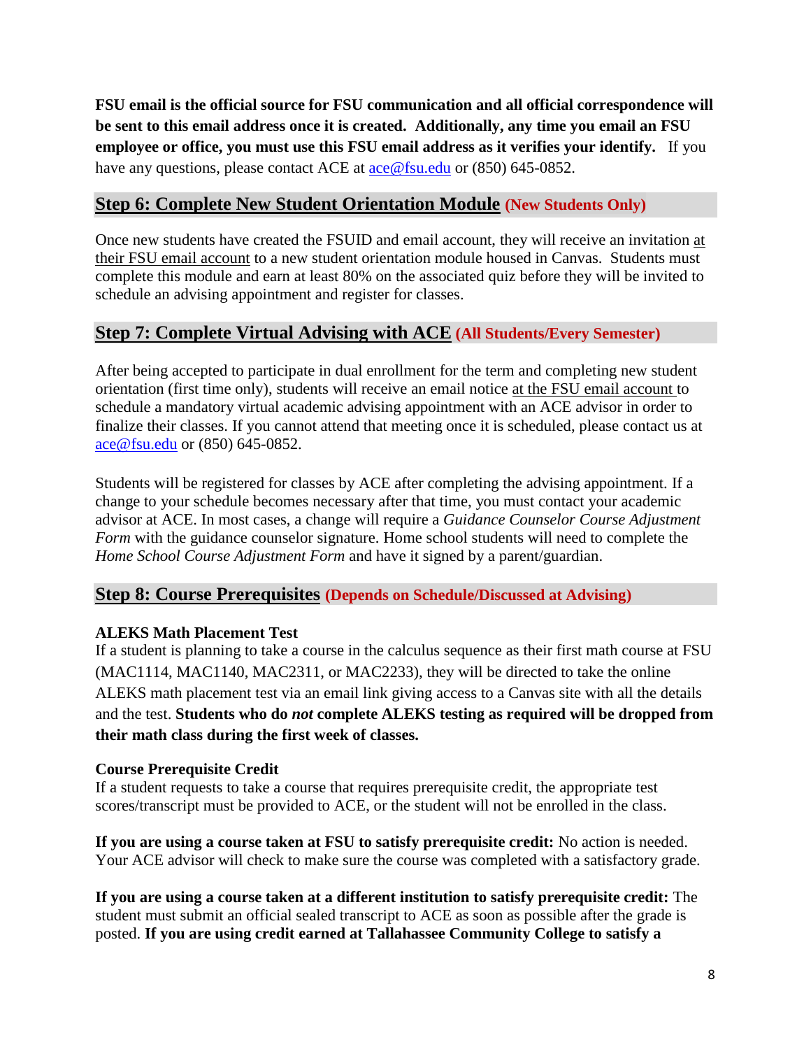**FSU email is the official source for FSU communication and all official correspondence will be sent to this email address once it is created. Additionally, any time you email an FSU employee or office, you must use this FSU email address as it verifies your identify.** If you have any questions, please contact ACE at ace@fsu.edu or (850) 645-0852.

## Step 6: Complete New Student Orientation Module (New Students Only)

Once new students have created the FSUID and email account, they will receive an invitation at their FSU email account to a new student orientation module housed in Canvas. Students must complete this module and earn at least 80% on the associated quiz before they will be invited to schedule an advising appointment and register for classes.

## Step 7: Complete Virtual Advising with ACE (All Students/Every Semester)

After being accepted to participate in dual enrollment for the term and completing new student orientation (first time only), students will receive an email notice at the FSU email account to schedule a mandatory virtual academic advising appointment with an ACE advisor in order to finalize their classes. If you cannot attend that meeting once it is scheduled, please contact us at ace@fsu.edu or (850) 645-0852.

Students will be registered for classes by ACE after completing the advising appointment. If a change to your schedule becomes necessary after that time, you must contact your academic advisor at ACE. In most cases, a change will require a *Guidance Counselor Course Adjustment Form* with the guidance counselor signature. Home school students will need to complete the *Home School Course Adjustment Form* and have it signed by a parent/guardian.

## Step 8: Course Prerequisites (Depends on Schedule/Discussed at Advising)

**ALEKS Math Placement Test**

If a student is planning to take a course in the calculus sequence as their first math course at FSU (MAC1114, MAC1140, MAC2311, or MAC2233), they will be directed to take the online ALEKS math placement test via an email link giving access to a Canvas site with all the details and the test. **Students who do *not* complete ALEKS testing as required will be dropped from their math class during the first week of classes.**

**Course Prerequisite Credit**

If a student requests to take a course that requires prerequisite credit, the appropriate test scores/transcript must be provided to ACE, or the student will not be enrolled in the class.

**If you are using a course taken at FSU to satisfy prerequisite credit:** No action is needed. Your ACE advisor will check to make sure the course was completed with a satisfactory grade.

**If you are using a course taken at a different institution to satisfy prerequisite credit:** The student must submit an official sealed transcript to ACE as soon as possible after the grade is posted. **If you are using credit earned at Tallahassee Community College to satisfy a**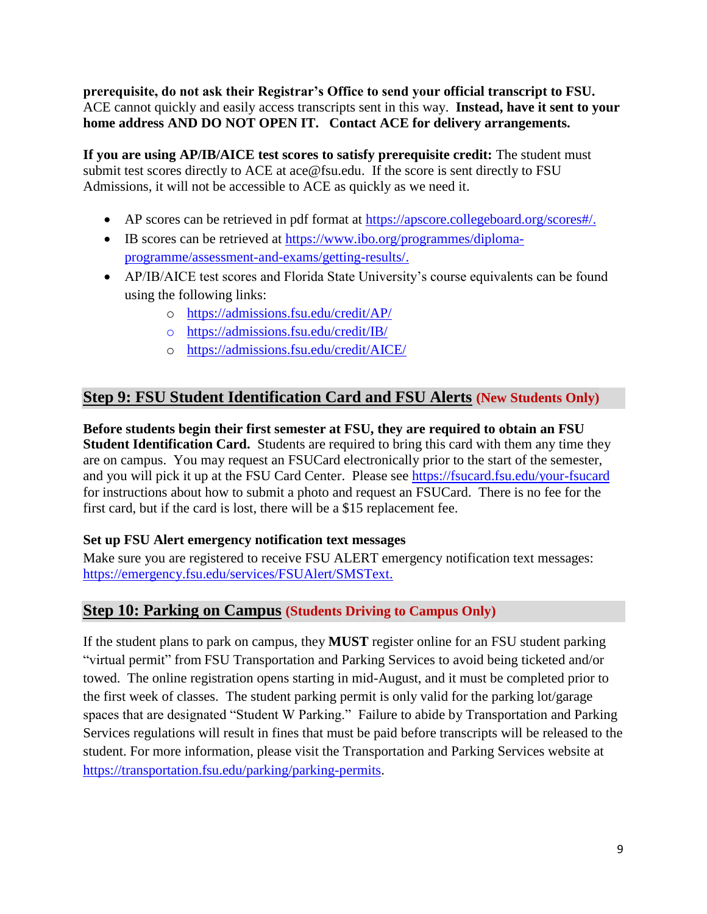**prerequisite, do not ask their Registrar's Office to send your official transcript to FSU.** ACE cannot quickly and easily access transcripts sent in this way. **Instead, have it sent to your home address AND DO NOT OPEN IT. Contact ACE for delivery arrangements.**

**If you are using AP/IB/AICE test scores to satisfy prerequisite credit:** The student must submit test scores directly to ACE at ace@fsu.edu. If the score is sent directly to FSU Admissions, it will not be accessible to ACE as quickly as we need it.

- AP scores can be retrieved in pdf format at https://apscore.collegeboard.org/scores#/.
- IB scores can be retrieved at https://www.ibo.org/programmes/diploma-programme/assessment-and-exams/getting-results/.
- AP/IB/AICE test scores and Florida State University's course equivalents can be found using the following links:
  - https://admissions.fsu.edu/credit/AP/
  - https://admissions.fsu.edu/credit/IB/
  - https://admissions.fsu.edu/credit/AICE/

## Step 9: FSU Student Identification Card and FSU Alerts (New Students Only)

**Before students begin their first semester at FSU, they are required to obtain an FSU Student Identification Card.** Students are required to bring this card with them any time they are on campus. You may request an FSUCard electronically prior to the start of the semester, and you will pick it up at the FSU Card Center. Please see https://fsucard.fsu.edu/your-fsucard for instructions about how to submit a photo and request an FSUCard. There is no fee for the first card, but if the card is lost, there will be a $15 replacement fee.

**Set up FSU Alert emergency notification text messages**

Make sure you are registered to receive FSU ALERT emergency notification text messages: https://emergency.fsu.edu/services/FSUAlert/SMSText.

## Step 10: Parking on Campus (Students Driving to Campus Only)

If the student plans to park on campus, they **MUST** register online for an FSU student parking "virtual permit" from FSU Transportation and Parking Services to avoid being ticketed and/or towed. The online registration opens starting in mid-August, and it must be completed prior to the first week of classes. The student parking permit is only valid for the parking lot/garage spaces that are designated "Student W Parking." Failure to abide by Transportation and Parking Services regulations will result in fines that must be paid before transcripts will be released to the student. For more information, please visit the Transportation and Parking Services website at https://transportation.fsu.edu/parking/parking-permits.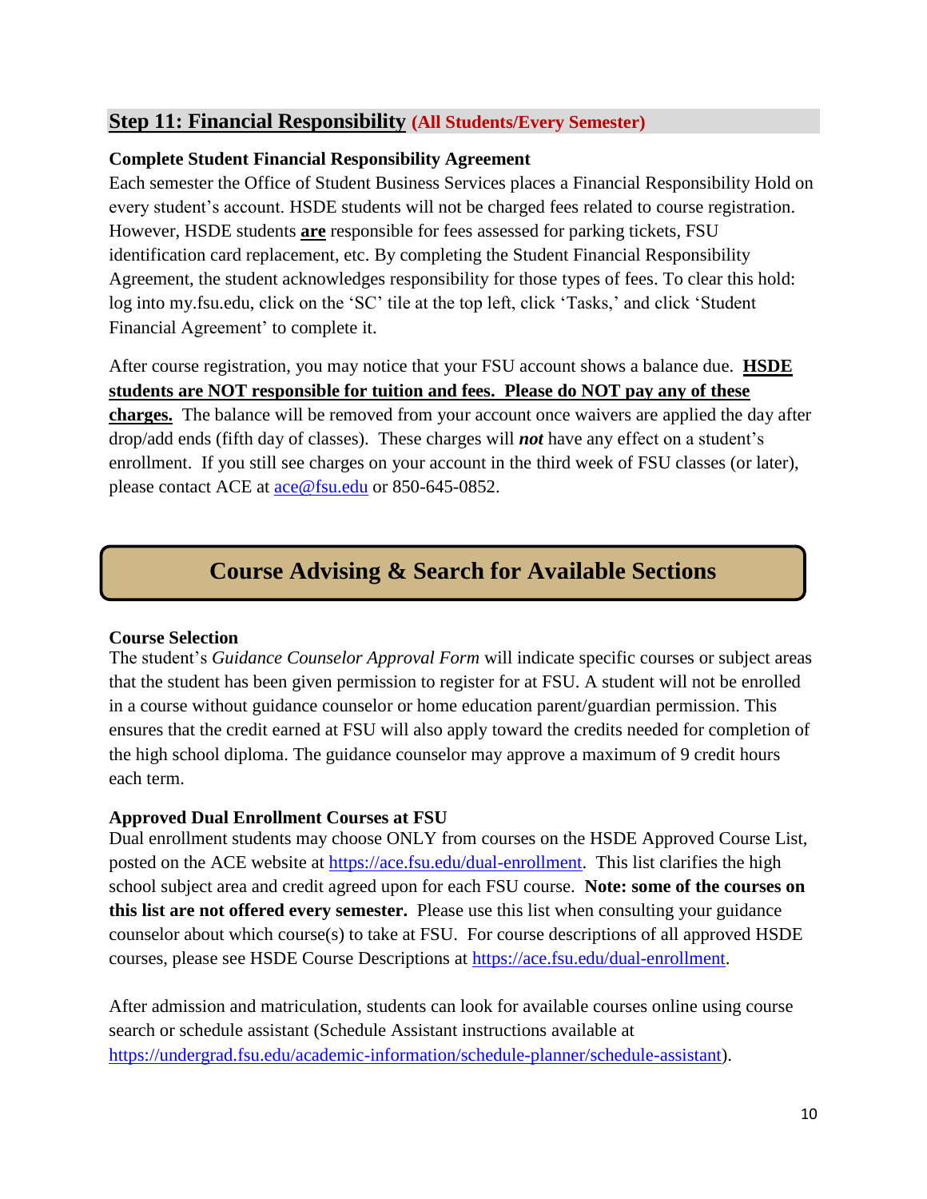## Step 11: Financial Responsibility (All Students/Every Semester)

**Complete Student Financial Responsibility Agreement**

Each semester the Office of Student Business Services places a Financial Responsibility Hold on every student's account. HSDE students will not be charged fees related to course registration. However, HSDE students **are** responsible for fees assessed for parking tickets, FSU identification card replacement, etc. By completing the Student Financial Responsibility Agreement, the student acknowledges responsibility for those types of fees. To clear this hold: log into my.fsu.edu, click on the 'SC' tile at the top left, click 'Tasks,' and click 'Student Financial Agreement' to complete it.

After course registration, you may notice that your FSU account shows a balance due. **HSDE students are NOT responsible for tuition and fees. Please do NOT pay any of these charges.** The balance will be removed from your account once waivers are applied the day after drop/add ends (fifth day of classes). These charges will ***not*** have any effect on a student's enrollment. If you still see charges on your account in the third week of FSU classes (or later), please contact ACE at ace@fsu.edu or 850-645-0852.

# Course Advising & Search for Available Sections

**Course Selection**

The student's *Guidance Counselor Approval Form* will indicate specific courses or subject areas that the student has been given permission to register for at FSU. A student will not be enrolled in a course without guidance counselor or home education parent/guardian permission. This ensures that the credit earned at FSU will also apply toward the credits needed for completion of the high school diploma. The guidance counselor may approve a maximum of 9 credit hours each term.

**Approved Dual Enrollment Courses at FSU**

Dual enrollment students may choose ONLY from courses on the HSDE Approved Course List, posted on the ACE website at https://ace.fsu.edu/dual-enrollment. This list clarifies the high school subject area and credit agreed upon for each FSU course. **Note: some of the courses on this list are not offered every semester.** Please use this list when consulting your guidance counselor about which course(s) to take at FSU. For course descriptions of all approved HSDE courses, please see HSDE Course Descriptions at https://ace.fsu.edu/dual-enrollment.

After admission and matriculation, students can look for available courses online using course search or schedule assistant (Schedule Assistant instructions available at https://undergrad.fsu.edu/academic-information/schedule-planner/schedule-assistant).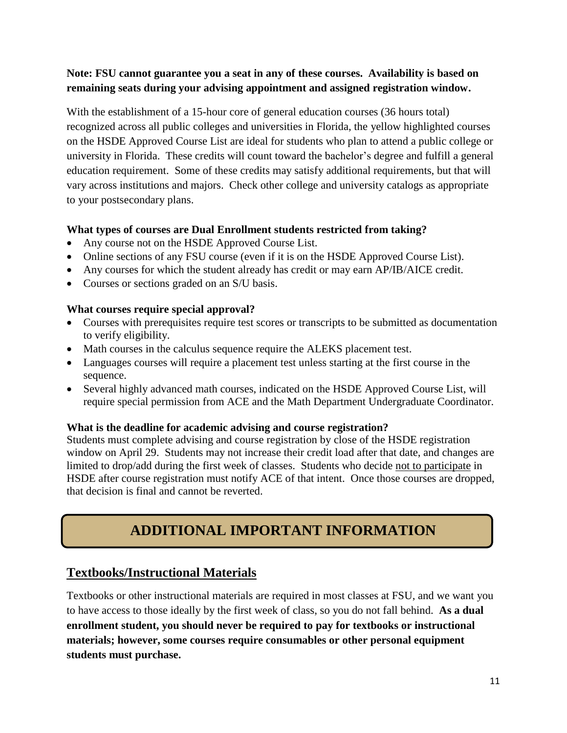**Note: FSU cannot guarantee you a seat in any of these courses. Availability is based on remaining seats during your advising appointment and assigned registration window.**

With the establishment of a 15-hour core of general education courses (36 hours total) recognized across all public colleges and universities in Florida, the yellow highlighted courses on the HSDE Approved Course List are ideal for students who plan to attend a public college or university in Florida. These credits will count toward the bachelor's degree and fulfill a general education requirement. Some of these credits may satisfy additional requirements, but that will vary across institutions and majors. Check other college and university catalogs as appropriate to your postsecondary plans.

**What types of courses are Dual Enrollment students restricted from taking?**

- Any course not on the HSDE Approved Course List.
- Online sections of any FSU course (even if it is on the HSDE Approved Course List).
- Any courses for which the student already has credit or may earn AP/IB/AICE credit.
- Courses or sections graded on an S/U basis.

**What courses require special approval?**

- Courses with prerequisites require test scores or transcripts to be submitted as documentation to verify eligibility.
- Math courses in the calculus sequence require the ALEKS placement test.
- Languages courses will require a placement test unless starting at the first course in the sequence.
- Several highly advanced math courses, indicated on the HSDE Approved Course List, will require special permission from ACE and the Math Department Undergraduate Coordinator.

**What is the deadline for academic advising and course registration?**

Students must complete advising and course registration by close of the HSDE registration window on April 29. Students may not increase their credit load after that date, and changes are limited to drop/add during the first week of classes. Students who decide <u>not to participate</u> in HSDE after course registration must notify ACE of that intent. Once those courses are dropped, that decision is final and cannot be reverted.

# ADDITIONAL IMPORTANT INFORMATION

## Textbooks/Instructional Materials

Textbooks or other instructional materials are required in most classes at FSU, and we want you to have access to those ideally by the first week of class, so you do not fall behind. **As a dual enrollment student, you should never be required to pay for textbooks or instructional materials; however, some courses require consumables or other personal equipment students must purchase.**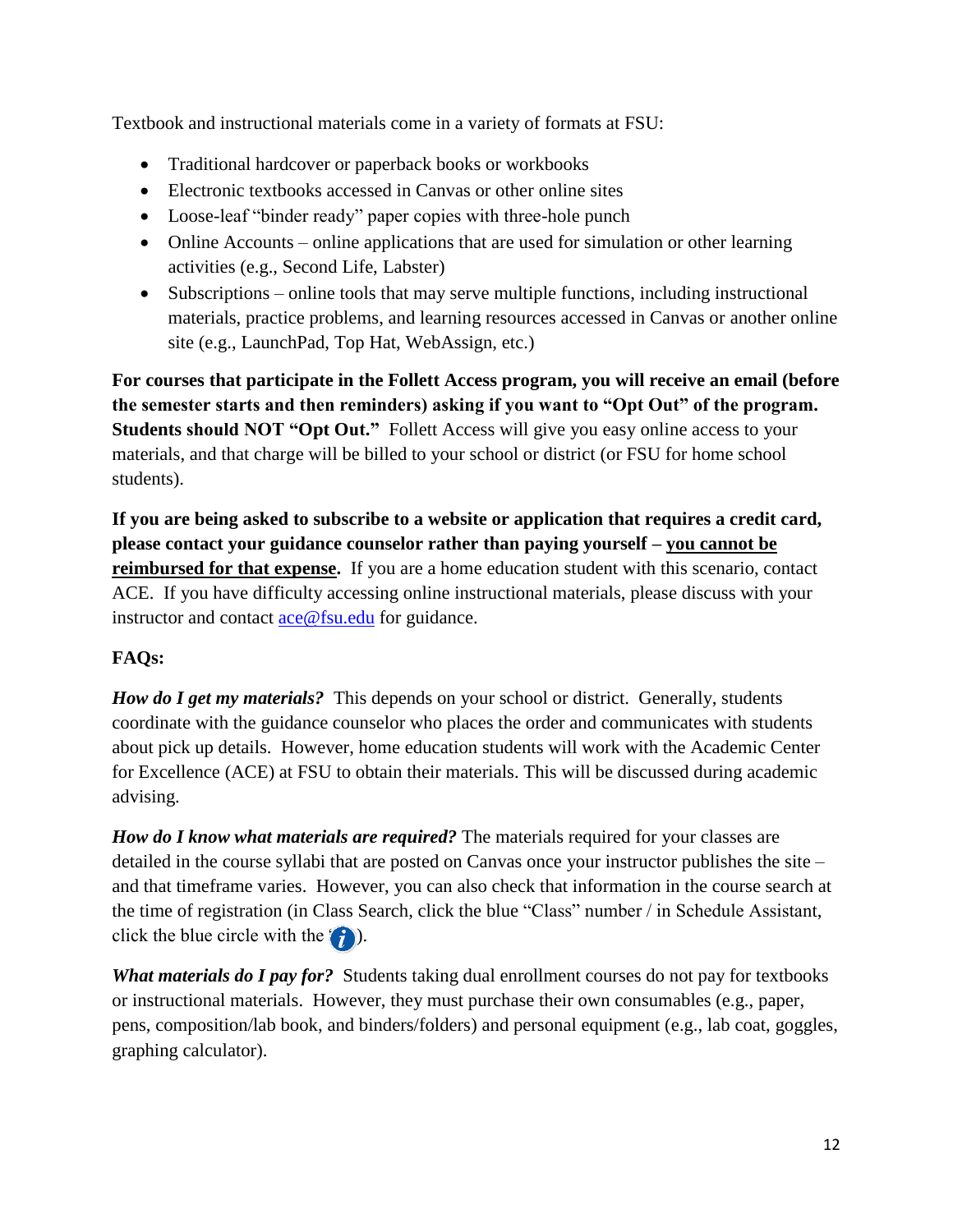Textbook and instructional materials come in a variety of formats at FSU:

- Traditional hardcover or paperback books or workbooks
- Electronic textbooks accessed in Canvas or other online sites
- Loose-leaf "binder ready" paper copies with three-hole punch
- Online Accounts – online applications that are used for simulation or other learning activities (e.g., Second Life, Labster)
- Subscriptions – online tools that may serve multiple functions, including instructional materials, practice problems, and learning resources accessed in Canvas or another online site (e.g., LaunchPad, Top Hat, WebAssign, etc.)

**For courses that participate in the Follett Access program, you will receive an email (before the semester starts and then reminders) asking if you want to "Opt Out" of the program. Students should NOT "Opt Out."** Follett Access will give you easy online access to your materials, and that charge will be billed to your school or district (or FSU for home school students).

**If you are being asked to subscribe to a website or application that requires a credit card, please contact your guidance counselor rather than paying yourself – <u>you cannot be reimbursed for that expense</u>.** If you are a home education student with this scenario, contact ACE. If you have difficulty accessing online instructional materials, please discuss with your instructor and contact ace@fsu.edu for guidance.

**FAQs:**

***How do I get my materials?*** This depends on your school or district. Generally, students coordinate with the guidance counselor who places the order and communicates with students about pick up details. However, home education students will work with the Academic Center for Excellence (ACE) at FSU to obtain their materials. This will be discussed during academic advising.

***How do I know what materials are required?*** The materials required for your classes are detailed in the course syllabi that are posted on Canvas once your instructor publishes the site – and that timeframe varies. However, you can also check that information in the course search at the time of registration (in Class Search, click the blue "Class" number / in Schedule Assistant, click the blue circle with the "i").

***What materials do I pay for?*** Students taking dual enrollment courses do not pay for textbooks or instructional materials. However, they must purchase their own consumables (e.g., paper, pens, composition/lab book, and binders/folders) and personal equipment (e.g., lab coat, goggles, graphing calculator).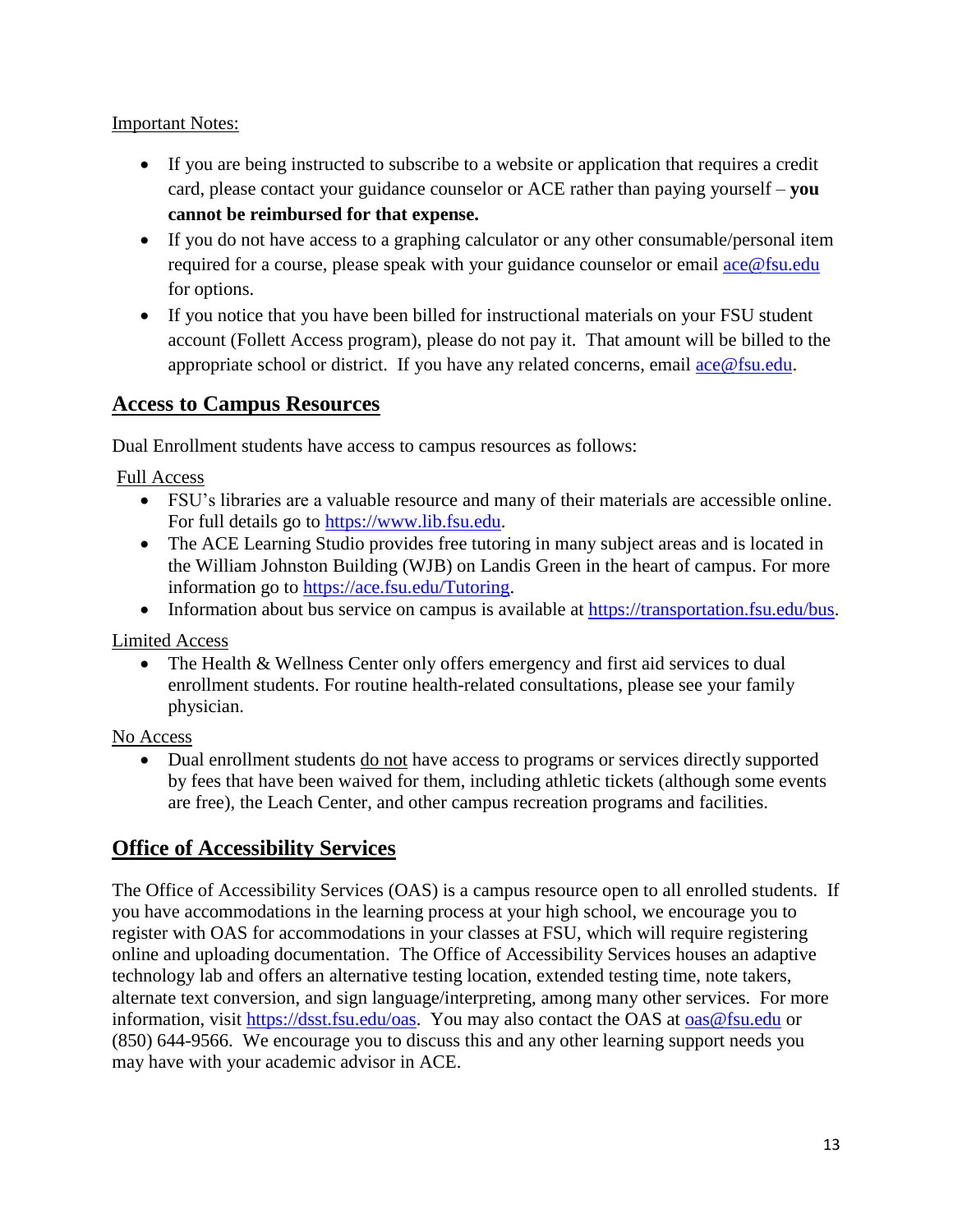Important Notes:

- If you are being instructed to subscribe to a website or application that requires a credit card, please contact your guidance counselor or ACE rather than paying yourself – **you cannot be reimbursed for that expense.**
- If you do not have access to a graphing calculator or any other consumable/personal item required for a course, please speak with your guidance counselor or email ace@fsu.edu for options.
- If you notice that you have been billed for instructional materials on your FSU student account (Follett Access program), please do not pay it. That amount will be billed to the appropriate school or district. If you have any related concerns, email ace@fsu.edu.

## Access to Campus Resources

Dual Enrollment students have access to campus resources as follows:

Full Access

- FSU's libraries are a valuable resource and many of their materials are accessible online. For full details go to https://www.lib.fsu.edu.
- The ACE Learning Studio provides free tutoring in many subject areas and is located in the William Johnston Building (WJB) on Landis Green in the heart of campus. For more information go to https://ace.fsu.edu/Tutoring.
- Information about bus service on campus is available at https://transportation.fsu.edu/bus.

Limited Access

- The Health & Wellness Center only offers emergency and first aid services to dual enrollment students. For routine health-related consultations, please see your family physician.

No Access

- Dual enrollment students do not have access to programs or services directly supported by fees that have been waived for them, including athletic tickets (although some events are free), the Leach Center, and other campus recreation programs and facilities.

## Office of Accessibility Services

The Office of Accessibility Services (OAS) is a campus resource open to all enrolled students. If you have accommodations in the learning process at your high school, we encourage you to register with OAS for accommodations in your classes at FSU, which will require registering online and uploading documentation. The Office of Accessibility Services houses an adaptive technology lab and offers an alternative testing location, extended testing time, note takers, alternate text conversion, and sign language/interpreting, among many other services. For more information, visit https://dsst.fsu.edu/oas. You may also contact the OAS at oas@fsu.edu or (850) 644-9566. We encourage you to discuss this and any other learning support needs you may have with your academic advisor in ACE.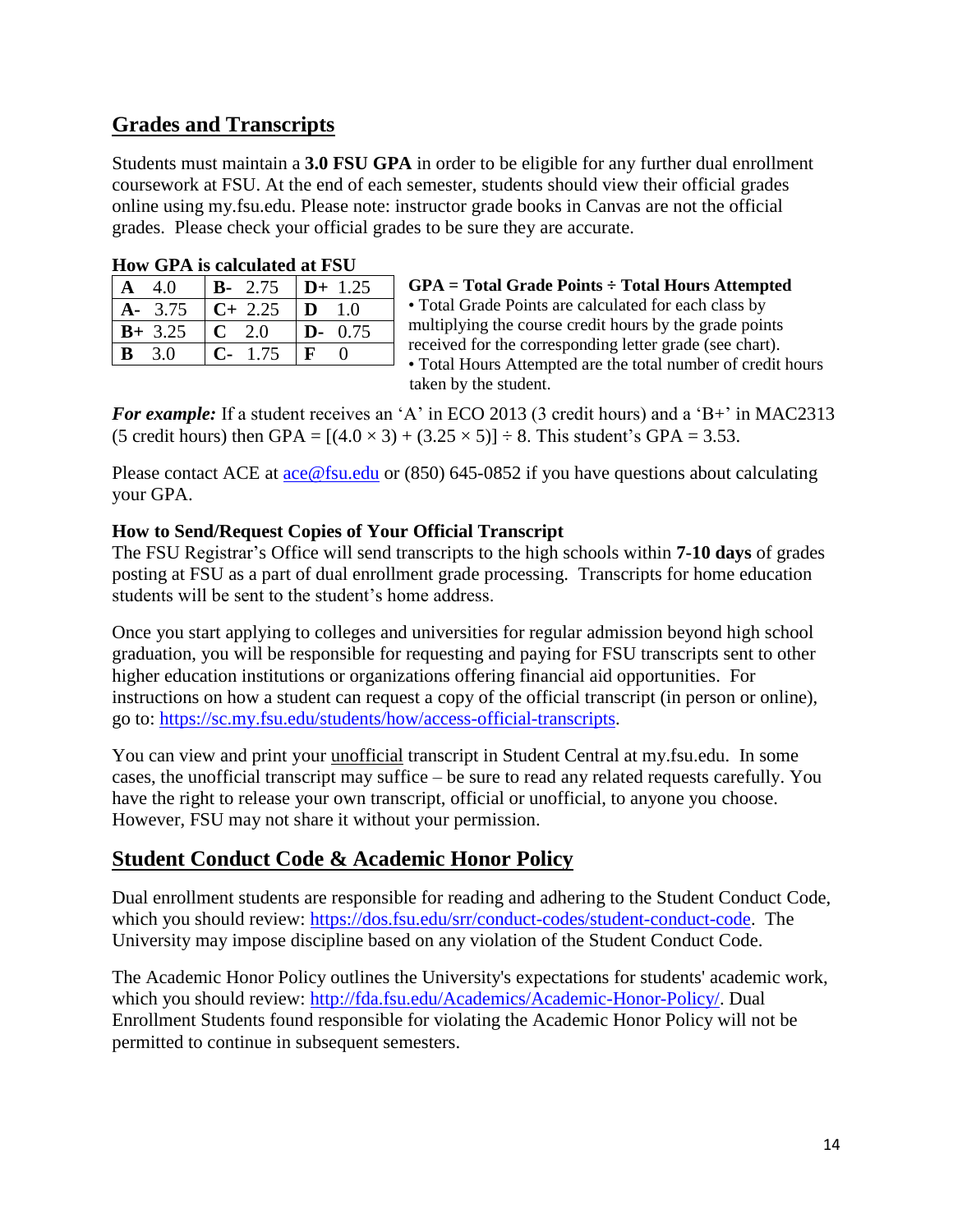## Grades and Transcripts

Students must maintain a **3.0 FSU GPA** in order to be eligible for any further dual enrollment coursework at FSU. At the end of each semester, students should view their official grades online using my.fsu.edu. Please note: instructor grade books in Canvas are not the official grades. Please check your official grades to be sure they are accurate.

**How GPA is calculated at FSU**

| | | |
|---|---|---|
| **A** 4.0 | **B-** 2.75 | **D+** 1.25 |
| **A-** 3.75 | **C+** 2.25 | **D** 1.0 |
| **B+** 3.25 | **C** 2.0 | **D-** 0.75 |
| **B** 3.0 | **C-** 1.75 | **F** 0 |

**GPA = Total Grade Points ÷ Total Hours Attempted**

- Total Grade Points are calculated for each class by multiplying the course credit hours by the grade points received for the corresponding letter grade (see chart).
- Total Hours Attempted are the total number of credit hours taken by the student.

***For example:*** If a student receives an 'A' in ECO 2013 (3 credit hours) and a 'B+' in MAC2313 (5 credit hours) then GPA = $[(4.0 \times 3) + (3.25 \times 5)] \div 8$. This student's GPA = 3.53.

Please contact ACE at ace@fsu.edu or (850) 645-0852 if you have questions about calculating your GPA.

### How to Send/Request Copies of Your Official Transcript

The FSU Registrar's Office will send transcripts to the high schools within **7-10 days** of grades posting at FSU as a part of dual enrollment grade processing. Transcripts for home education students will be sent to the student's home address.

Once you start applying to colleges and universities for regular admission beyond high school graduation, you will be responsible for requesting and paying for FSU transcripts sent to other higher education institutions or organizations offering financial aid opportunities. For instructions on how a student can request a copy of the official transcript (in person or online), go to: https://sc.my.fsu.edu/students/how/access-official-transcripts.

You can view and print your unofficial transcript in Student Central at my.fsu.edu. In some cases, the unofficial transcript may suffice – be sure to read any related requests carefully. You have the right to release your own transcript, official or unofficial, to anyone you choose. However, FSU may not share it without your permission.

## Student Conduct Code & Academic Honor Policy

Dual enrollment students are responsible for reading and adhering to the Student Conduct Code, which you should review: https://dos.fsu.edu/srr/conduct-codes/student-conduct-code. The University may impose discipline based on any violation of the Student Conduct Code.

The Academic Honor Policy outlines the University's expectations for students' academic work, which you should review: http://fda.fsu.edu/Academics/Academic-Honor-Policy/. Dual Enrollment Students found responsible for violating the Academic Honor Policy will not be permitted to continue in subsequent semesters.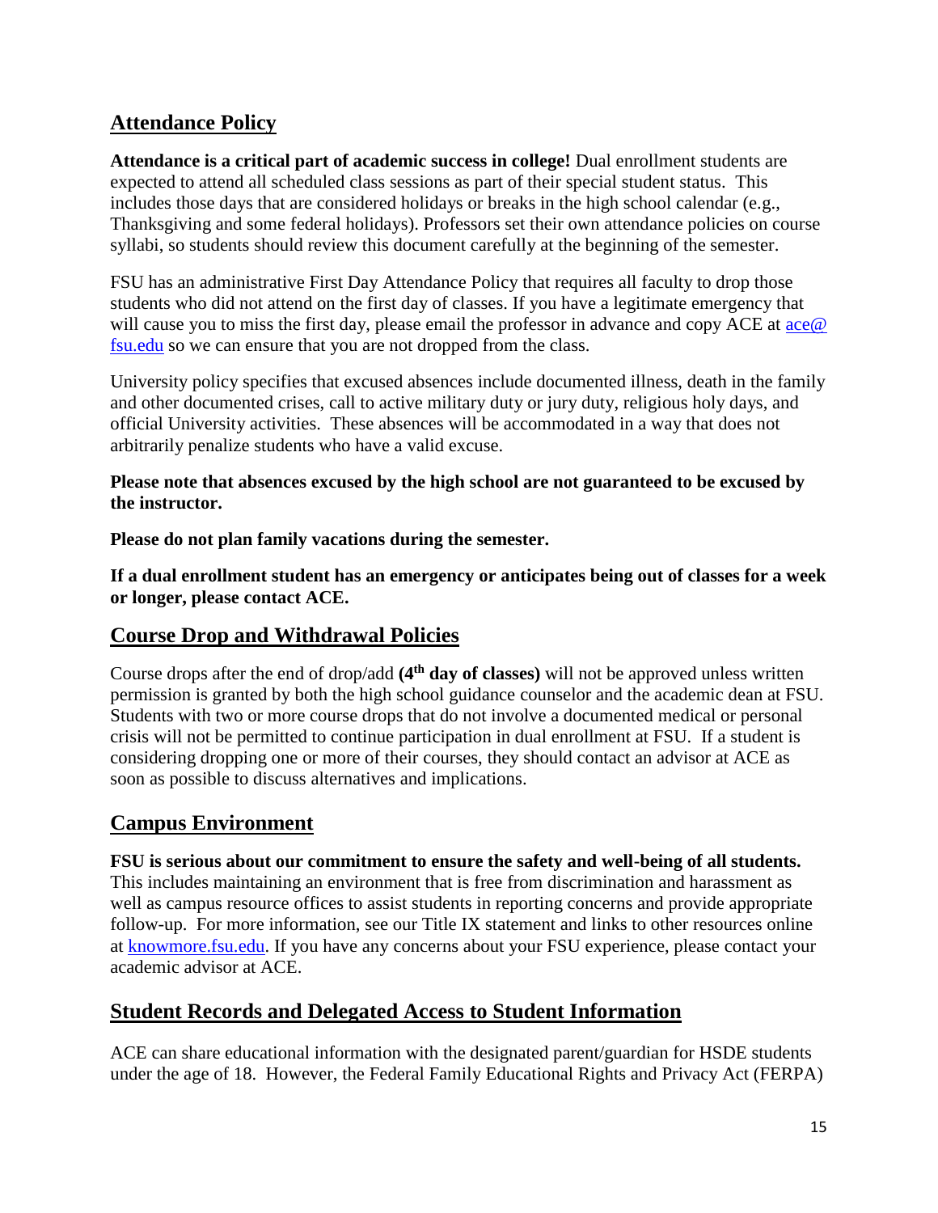## Attendance Policy

**Attendance is a critical part of academic success in college!** Dual enrollment students are expected to attend all scheduled class sessions as part of their special student status. This includes those days that are considered holidays or breaks in the high school calendar (e.g., Thanksgiving and some federal holidays). Professors set their own attendance policies on course syllabi, so students should review this document carefully at the beginning of the semester.

FSU has an administrative First Day Attendance Policy that requires all faculty to drop those students who did not attend on the first day of classes. If you have a legitimate emergency that will cause you to miss the first day, please email the professor in advance and copy ACE at [ace@fsu.edu](mailto:ace@fsu.edu) so we can ensure that you are not dropped from the class.

University policy specifies that excused absences include documented illness, death in the family and other documented crises, call to active military duty or jury duty, religious holy days, and official University activities. These absences will be accommodated in a way that does not arbitrarily penalize students who have a valid excuse.

**Please note that absences excused by the high school are not guaranteed to be excused by the instructor.**

**Please do not plan family vacations during the semester.**

**If a dual enrollment student has an emergency or anticipates being out of classes for a week or longer, please contact ACE.**

## Course Drop and Withdrawal Policies

Course drops after the end of drop/add **(4th day of classes)** will not be approved unless written permission is granted by both the high school guidance counselor and the academic dean at FSU. Students with two or more course drops that do not involve a documented medical or personal crisis will not be permitted to continue participation in dual enrollment at FSU. If a student is considering dropping one or more of their courses, they should contact an advisor at ACE as soon as possible to discuss alternatives and implications.

## Campus Environment

**FSU is serious about our commitment to ensure the safety and well-being of all students.** This includes maintaining an environment that is free from discrimination and harassment as well as campus resource offices to assist students in reporting concerns and provide appropriate follow-up. For more information, see our Title IX statement and links to other resources online at [knowmore.fsu.edu](http://knowmore.fsu.edu). If you have any concerns about your FSU experience, please contact your academic advisor at ACE.

## Student Records and Delegated Access to Student Information

ACE can share educational information with the designated parent/guardian for HSDE students under the age of 18. However, the Federal Family Educational Rights and Privacy Act (FERPA)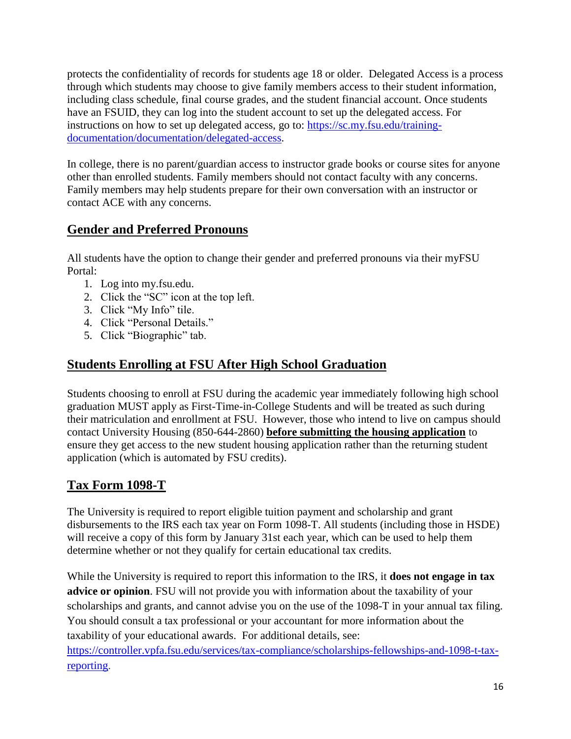protects the confidentiality of records for students age 18 or older. Delegated Access is a process through which students may choose to give family members access to their student information, including class schedule, final course grades, and the student financial account. Once students have an FSUID, they can log into the student account to set up the delegated access. For instructions on how to set up delegated access, go to: [https://sc.my.fsu.edu/training-documentation/documentation/delegated-access](https://sc.my.fsu.edu/training-documentation/documentation/delegated-access).

In college, there is no parent/guardian access to instructor grade books or course sites for anyone other than enrolled students. Family members should not contact faculty with any concerns. Family members may help students prepare for their own conversation with an instructor or contact ACE with any concerns.

## Gender and Preferred Pronouns

All students have the option to change their gender and preferred pronouns via their myFSU Portal:

1. Log into my.fsu.edu.
2. Click the "SC" icon at the top left.
3. Click "My Info" tile.
4. Click "Personal Details."
5. Click "Biographic" tab.

## Students Enrolling at FSU After High School Graduation

Students choosing to enroll at FSU during the academic year immediately following high school graduation MUST apply as First-Time-in-College Students and will be treated as such during their matriculation and enrollment at FSU. However, those who intend to live on campus should contact University Housing (850-644-2860) **before submitting the housing application** to ensure they get access to the new student housing application rather than the returning student application (which is automated by FSU credits).

## Tax Form 1098-T

The University is required to report eligible tuition payment and scholarship and grant disbursements to the IRS each tax year on Form 1098-T. All students (including those in HSDE) will receive a copy of this form by January 31st each year, which can be used to help them determine whether or not they qualify for certain educational tax credits.

While the University is required to report this information to the IRS, it **does not engage in tax advice or opinion**. FSU will not provide you with information about the taxability of your scholarships and grants, and cannot advise you on the use of the 1098-T in your annual tax filing. You should consult a tax professional or your accountant for more information about the taxability of your educational awards. For additional details, see: [https://controller.vpfa.fsu.edu/services/tax-compliance/scholarships-fellowships-and-1098-t-tax-reporting](https://controller.vpfa.fsu.edu/services/tax-compliance/scholarships-fellowships-and-1098-t-tax-reporting).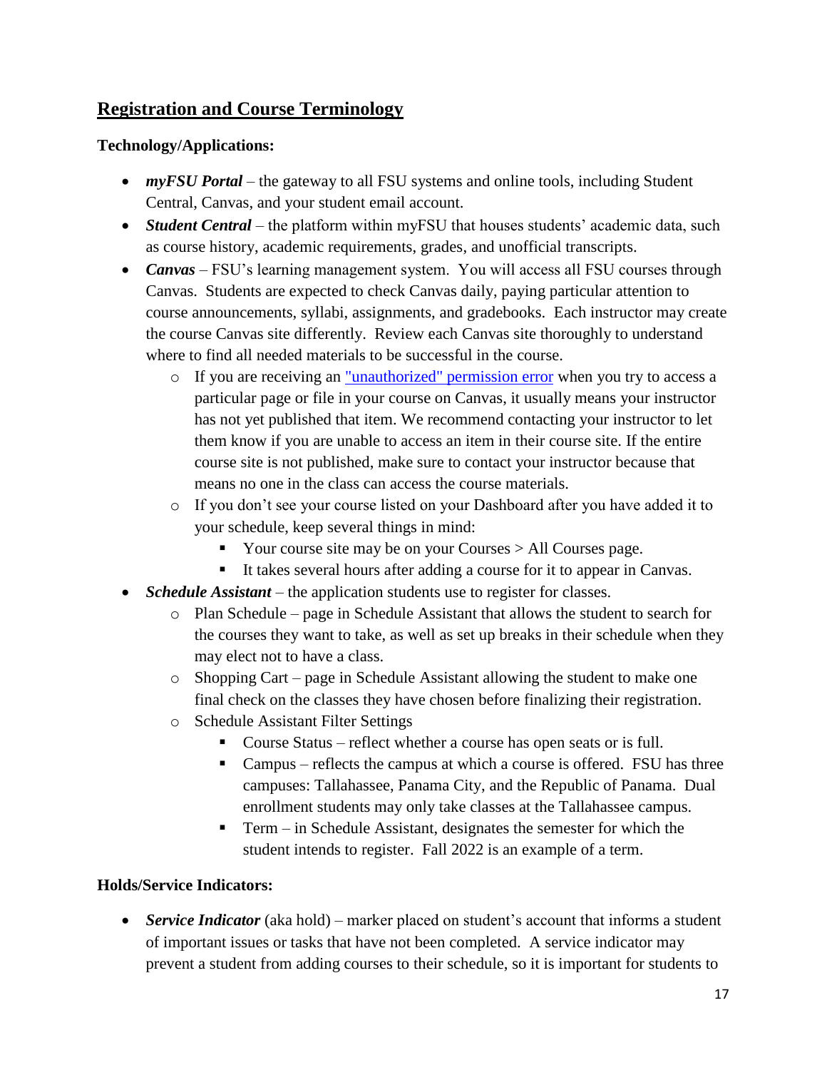## Registration and Course Terminology

**Technology/Applications:**

- ***myFSU Portal*** – the gateway to all FSU systems and online tools, including Student Central, Canvas, and your student email account.
- ***Student Central*** – the platform within myFSU that houses students' academic data, such as course history, academic requirements, grades, and unofficial transcripts.
- ***Canvas*** – FSU's learning management system. You will access all FSU courses through Canvas. Students are expected to check Canvas daily, paying particular attention to course announcements, syllabi, assignments, and gradebooks. Each instructor may create the course Canvas site differently. Review each Canvas site thoroughly to understand where to find all needed materials to be successful in the course.
  - If you are receiving an "unauthorized" permission error when you try to access a particular page or file in your course on Canvas, it usually means your instructor has not yet published that item. We recommend contacting your instructor to let them know if you are unable to access an item in their course site. If the entire course site is not published, make sure to contact your instructor because that means no one in the class can access the course materials.
  - If you don't see your course listed on your Dashboard after you have added it to your schedule, keep several things in mind:
    - Your course site may be on your Courses > All Courses page.
    - It takes several hours after adding a course for it to appear in Canvas.
- ***Schedule Assistant*** – the application students use to register for classes.
  - Plan Schedule – page in Schedule Assistant that allows the student to search for the courses they want to take, as well as set up breaks in their schedule when they may elect not to have a class.
  - Shopping Cart – page in Schedule Assistant allowing the student to make one final check on the classes they have chosen before finalizing their registration.
  - Schedule Assistant Filter Settings
    - Course Status – reflect whether a course has open seats or is full.
    - Campus – reflects the campus at which a course is offered. FSU has three campuses: Tallahassee, Panama City, and the Republic of Panama. Dual enrollment students may only take classes at the Tallahassee campus.
    - Term – in Schedule Assistant, designates the semester for which the student intends to register. Fall 2022 is an example of a term.

**Holds/Service Indicators:**

- ***Service Indicator*** (aka hold) – marker placed on student's account that informs a student of important issues or tasks that have not been completed. A service indicator may prevent a student from adding courses to their schedule, so it is important for students to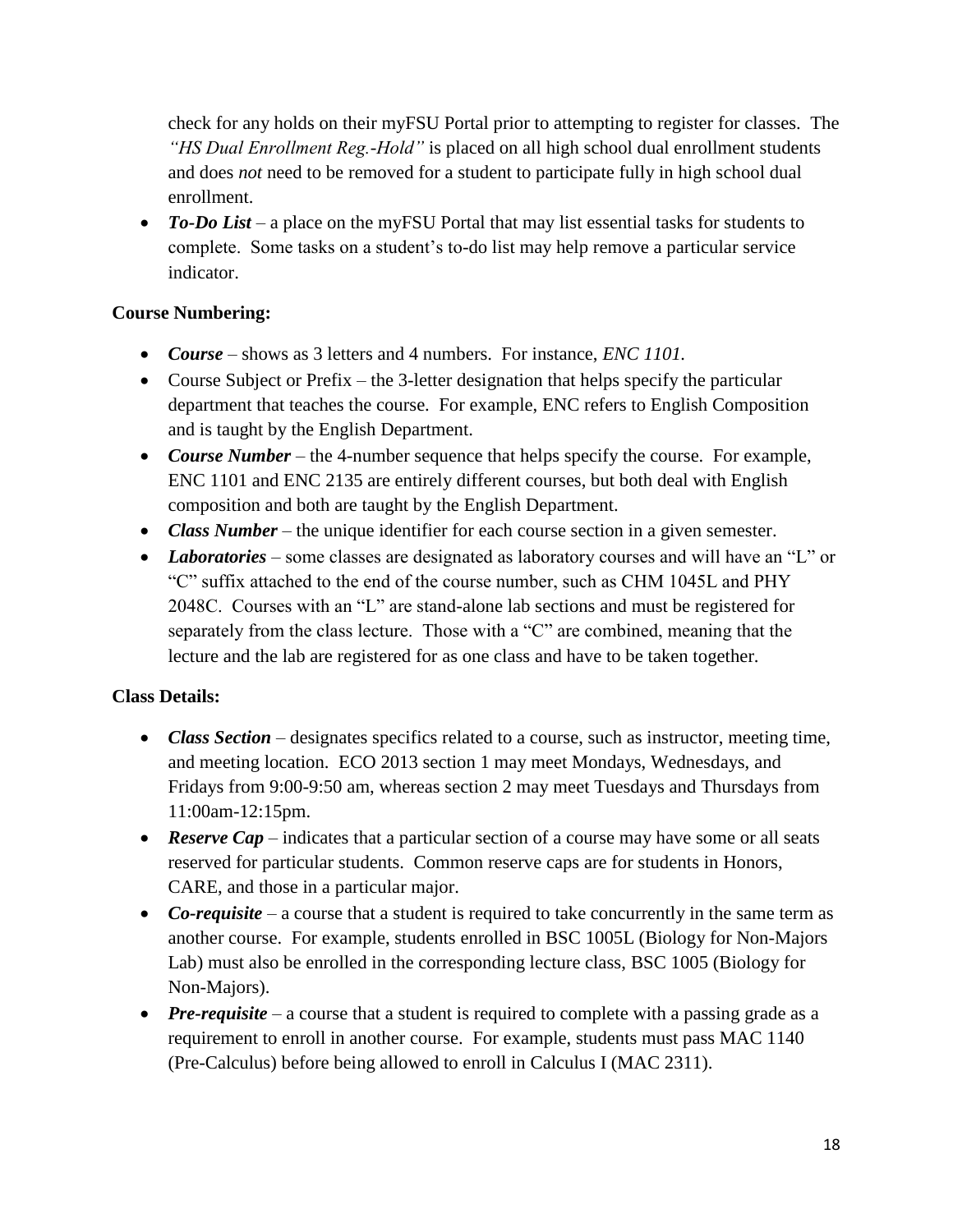check for any holds on their myFSU Portal prior to attempting to register for classes. The *"HS Dual Enrollment Reg.-Hold"* is placed on all high school dual enrollment students and does *not* need to be removed for a student to participate fully in high school dual enrollment.

- ***To-Do List*** – a place on the myFSU Portal that may list essential tasks for students to complete. Some tasks on a student's to-do list may help remove a particular service indicator.

**Course Numbering:**

- ***Course*** – shows as 3 letters and 4 numbers. For instance, *ENC 1101.*
- Course Subject or Prefix – the 3-letter designation that helps specify the particular department that teaches the course. For example, ENC refers to English Composition and is taught by the English Department.
- ***Course Number*** – the 4-number sequence that helps specify the course. For example, ENC 1101 and ENC 2135 are entirely different courses, but both deal with English composition and both are taught by the English Department.
- ***Class Number*** – the unique identifier for each course section in a given semester.
- ***Laboratories*** – some classes are designated as laboratory courses and will have an "L" or "C" suffix attached to the end of the course number, such as CHM 1045L and PHY 2048C. Courses with an "L" are stand-alone lab sections and must be registered for separately from the class lecture. Those with a "C" are combined, meaning that the lecture and the lab are registered for as one class and have to be taken together.

**Class Details:**

- ***Class Section*** – designates specifics related to a course, such as instructor, meeting time, and meeting location. ECO 2013 section 1 may meet Mondays, Wednesdays, and Fridays from 9:00-9:50 am, whereas section 2 may meet Tuesdays and Thursdays from 11:00am-12:15pm.
- ***Reserve Cap*** – indicates that a particular section of a course may have some or all seats reserved for particular students. Common reserve caps are for students in Honors, CARE, and those in a particular major.
- ***Co-requisite*** – a course that a student is required to take concurrently in the same term as another course. For example, students enrolled in BSC 1005L (Biology for Non-Majors Lab) must also be enrolled in the corresponding lecture class, BSC 1005 (Biology for Non-Majors).
- ***Pre-requisite*** – a course that a student is required to complete with a passing grade as a requirement to enroll in another course. For example, students must pass MAC 1140 (Pre-Calculus) before being allowed to enroll in Calculus I (MAC 2311).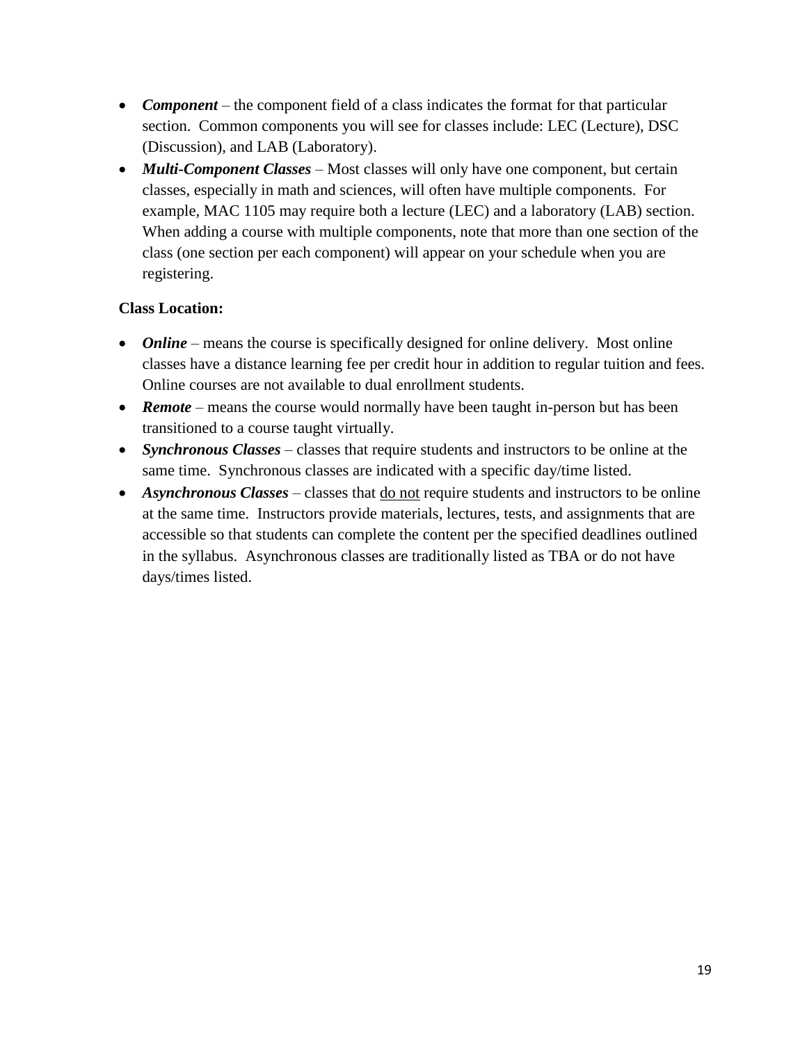- ***Component*** – the component field of a class indicates the format for that particular section. Common components you will see for classes include: LEC (Lecture), DSC (Discussion), and LAB (Laboratory).
- ***Multi-Component Classes*** – Most classes will only have one component, but certain classes, especially in math and sciences, will often have multiple components. For example, MAC 1105 may require both a lecture (LEC) and a laboratory (LAB) section. When adding a course with multiple components, note that more than one section of the class (one section per each component) will appear on your schedule when you are registering.

**Class Location:**

- ***Online*** – means the course is specifically designed for online delivery. Most online classes have a distance learning fee per credit hour in addition to regular tuition and fees. Online courses are not available to dual enrollment students.
- ***Remote*** – means the course would normally have been taught in-person but has been transitioned to a course taught virtually.
- ***Synchronous Classes*** – classes that require students and instructors to be online at the same time. Synchronous classes are indicated with a specific day/time listed.
- ***Asynchronous Classes*** – classes that <u>do not</u> require students and instructors to be online at the same time. Instructors provide materials, lectures, tests, and assignments that are accessible so that students can complete the content per the specified deadlines outlined in the syllabus. Asynchronous classes are traditionally listed as TBA or do not have days/times listed.